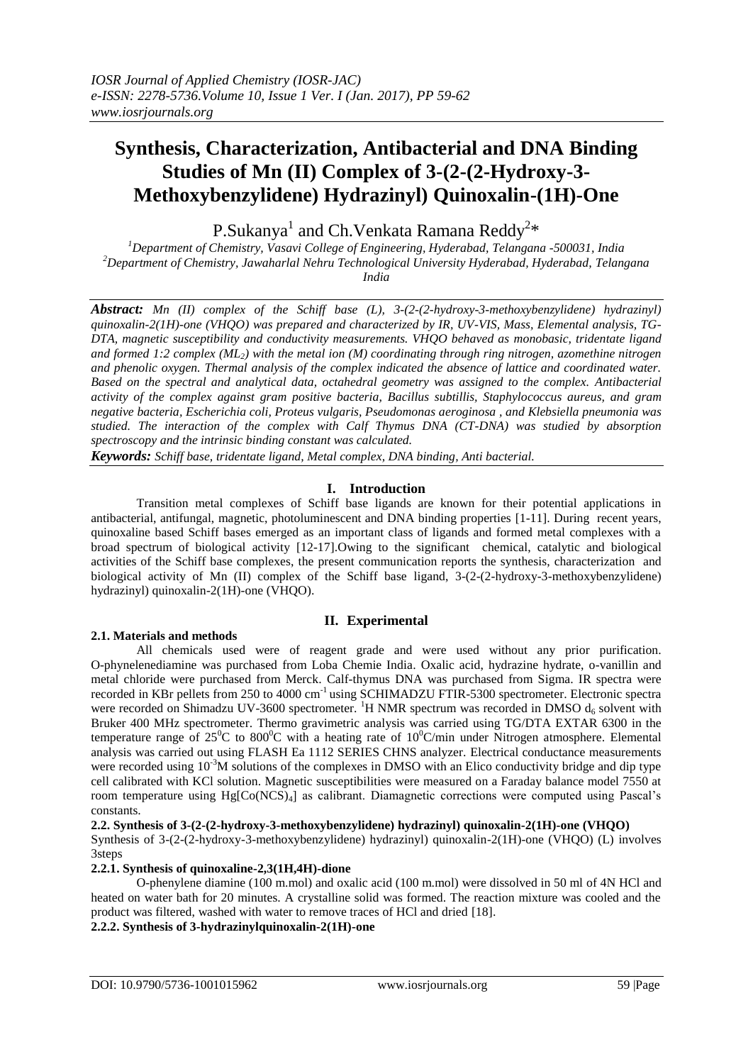# Synthesis, Characterization, Antibacterial and DNA Binding Studies of Mn (II) Complex of 3-(2-(2-Hydroxy-3-Methoxybenzylidene) Hydrazinyl) Quinoxalin-(1H)-One

P.Sukanya[1] and Ch.Venkata Ramana Reddy[2]*

[1]Department of Chemistry, Vasavi College of Engineering, Hyderabad, Telangana -500031, India
[2]Department of Chemistry, Jawaharlal Nehru Technological University Hyderabad, Hyderabad, Telangana India

***Abstract:*** *Mn (II) complex of the Schiff base (L), 3-(2-(2-hydroxy-3-methoxybenzylidene) hydrazinyl) quinoxalin-2(1H)-one (VHQO) was prepared and characterized by IR, UV-VIS, Mass, Elemental analysis, TG-DTA, magnetic susceptibility and conductivity measurements. VHQO behaved as monobasic, tridentate ligand and formed 1:2 complex ($ML_2$) with the metal ion (M) coordinating through ring nitrogen, azomethine nitrogen and phenolic oxygen. Thermal analysis of the complex indicated the absence of lattice and coordinated water. Based on the spectral and analytical data, octahedral geometry was assigned to the complex. Antibacterial activity of the complex against gram positive bacteria, Bacillus subtillis, Staphylococcus aureus, and gram negative bacteria, Escherichia coli, Proteus vulgaris, Pseudomonas aeroginosa , and Klebsiella pneumonia was studied. The interaction of the complex with Calf Thymus DNA (CT-DNA) was studied by absorption spectroscopy and the intrinsic binding constant was calculated.*

***Keywords:*** *Schiff base, tridentate ligand, Metal complex, DNA binding, Anti bacterial.*

## I. Introduction

Transition metal complexes of Schiff base ligands are known for their potential applications in antibacterial, antifungal, magnetic, photoluminescent and DNA binding properties [1-11]. During recent years, quinoxaline based Schiff bases emerged as an important class of ligands and formed metal complexes with a broad spectrum of biological activity [12-17].Owing to the significant chemical, catalytic and biological activities of the Schiff base complexes, the present communication reports the synthesis, characterization and biological activity of Mn (II) complex of the Schiff base ligand, 3-(2-(2-hydroxy-3-methoxybenzylidene) hydrazinyl) quinoxalin-2(1H)-one (VHQO).

## II. Experimental

### 2.1. Materials and methods

All chemicals used were of reagent grade and were used without any prior purification. O-phynelenediamine was purchased from Loba Chemie India. Oxalic acid, hydrazine hydrate, o-vanillin and metal chloride were purchased from Merck. Calf-thymus DNA was purchased from Sigma. IR spectra were recorded in KBr pellets from 250 to 4000 $cm^{-1}$ using SCHIMADZU FTIR-5300 spectrometer. Electronic spectra were recorded on Shimadzu UV-3600 spectrometer. $^1H$ NMR spectrum was recorded in DMSO $d_6$ solvent with Bruker 400 MHz spectrometer. Thermo gravimetric analysis was carried using TG/DTA EXTAR 6300 in the temperature range of $25^0C$ to $800^0C$ with a heating rate of $10^0C/min$ under Nitrogen atmosphere. Elemental analysis was carried out using FLASH Ea 1112 SERIES CHNS analyzer. Electrical conductance measurements were recorded using $10^{-3}M$ solutions of the complexes in DMSO with an Elico conductivity bridge and dip type cell calibrated with KCl solution. Magnetic susceptibilities were measured on a Faraday balance model 7550 at room temperature using $Hg[Co(NCS)_4]$ as calibrant. Diamagnetic corrections were computed using Pascal's constants.

### 2.2. Synthesis of 3-(2-(2-hydroxy-3-methoxybenzylidene) hydrazinyl) quinoxalin-2(1H)-one (VHQO)

Synthesis of 3-(2-(2-hydroxy-3-methoxybenzylidene) hydrazinyl) quinoxalin-2(1H)-one (VHQO) (L) involves 3steps

#### 2.2.1. Synthesis of quinoxaline-2,3(1H,4H)-dione

O-phenylene diamine (100 m.mol) and oxalic acid (100 m.mol) were dissolved in 50 ml of 4N HCl and heated on water bath for 20 minutes. A crystalline solid was formed. The reaction mixture was cooled and the product was filtered, washed with water to remove traces of HCl and dried [18].

#### 2.2.2. Synthesis of 3-hydrazinylquinoxalin-2(1H)-one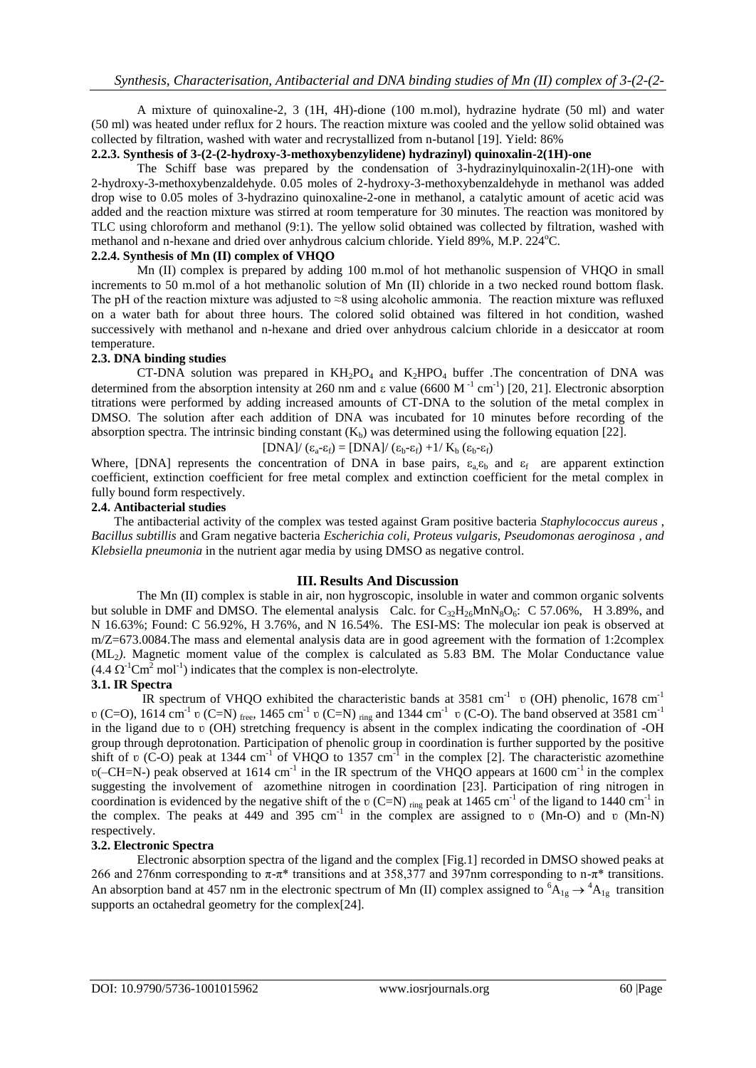A mixture of quinoxaline-2, 3 (1H, 4H)-dione (100 m.mol), hydrazine hydrate (50 ml) and water (50 ml) was heated under reflux for 2 hours. The reaction mixture was cooled and the yellow solid obtained was collected by filtration, washed with water and recrystallized from n-butanol [19]. Yield: 86%

#### 2.2.3. Synthesis of 3-(2-(2-hydroxy-3-methoxybenzylidene) hydrazinyl) quinoxalin-2(1H)-one

The Schiff base was prepared by the condensation of 3-hydrazinylquinoxalin-2(1H)-one with 2-hydroxy-3-methoxybenzaldehyde. 0.05 moles of 2-hydroxy-3-methoxybenzaldehyde in methanol was added drop wise to 0.05 moles of 3-hydrazino quinoxaline-2-one in methanol, a catalytic amount of acetic acid was added and the reaction mixture was stirred at room temperature for 30 minutes. The reaction was monitored by TLC using chloroform and methanol (9:1). The yellow solid obtained was collected by filtration, washed with methanol and n-hexane and dried over anhydrous calcium chloride. Yield 89%, M.P. 224°C.

#### 2.2.4. Synthesis of Mn (II) complex of VHQO

Mn (II) complex is prepared by adding 100 m.mol of hot methanolic suspension of VHQO in small increments to 50 m.mol of a hot methanolic solution of Mn (II) chloride in a two necked round bottom flask. The pH of the reaction mixture was adjusted to ≈8 using alcoholic ammonia. The reaction mixture was refluxed on a water bath for about three hours. The colored solid obtained was filtered in hot condition, washed successively with methanol and n-hexane and dried over anhydrous calcium chloride in a desiccator at room temperature.

### 2.3. DNA binding studies

CT-DNA solution was prepared in $KH_2PO_4$ and $K_2HPO_4$ buffer .The concentration of DNA was determined from the absorption intensity at 260 nm and ε value (6600 $M^{-1}$ $cm^{-1}$) [20, 21]. Electronic absorption titrations were performed by adding increased amounts of CT-DNA to the solution of the metal complex in DMSO. The solution after each addition of DNA was incubated for 10 minutes before recording of the absorption spectra. The intrinsic binding constant ($K_b$) was determined using the following equation [22].

$$[DNA]/(\varepsilon_a-\varepsilon_f) = [DNA]/(\varepsilon_b-\varepsilon_f) + 1/K_b(\varepsilon_b-\varepsilon_f)$$

Where, [DNA] represents the concentration of DNA in base pairs, $\varepsilon_a$, $\varepsilon_b$ and $\varepsilon_f$ are apparent extinction coefficient, extinction coefficient for free metal complex and extinction coefficient for the metal complex in fully bound form respectively.

### 2.4. Antibacterial studies

The antibacterial activity of the complex was tested against Gram positive bacteria *Staphylococcus aureus* , *Bacillus subtillis* and Gram negative bacteria *Escherichia coli, Proteus vulgaris, Pseudomonas aeroginosa , and Klebsiella pneumonia* in the nutrient agar media by using DMSO as negative control.

## III. Results And Discussion

The Mn (II) complex is stable in air, non hygroscopic, insoluble in water and common organic solvents but soluble in DMF and DMSO. The elemental analysis Calc. for $C_{32}H_{26}MnN_8O_6$: C 57.06%, H 3.89%, and N 16.63%; Found: C 56.92%, H 3.76%, and N 16.54%. The ESI-MS: The molecular ion peak is observed at m/Z=673.0084.The mass and elemental analysis data are in good agreement with the formation of 1:2complex ($ML_2$). Magnetic moment value of the complex is calculated as 5.83 BM. The Molar Conductance value (4.4 $\Omega^{-1}Cm^2$ $mol^{-1}$) indicates that the complex is non-electrolyte.

### 3.1. IR Spectra

IR spectrum of VHQO exhibited the characteristic bands at 3581 $cm^{-1}$ υ (OH) phenolic, 1678 $cm^{-1}$ υ (C=O), 1614 $cm^{-1}$ υ $(C=N)_{free}$, 1465 $cm^{-1}$ υ $(C=N)_{ring}$ and 1344 $cm^{-1}$ υ (C-O). The band observed at 3581 $cm^{-1}$ in the ligand due to υ (OH) stretching frequency is absent in the complex indicating the coordination of -OH group through deprotonation. Participation of phenolic group in coordination is further supported by the positive shift of υ (C-O) peak at 1344 $cm^{-1}$ of VHQO to 1357 $cm^{-1}$ in the complex [2]. The characteristic azomethine υ(–CH=N-) peak observed at 1614 $cm^{-1}$ in the IR spectrum of the VHQO appears at 1600 $cm^{-1}$ in the complex suggesting the involvement of azomethine nitrogen in coordination [23]. Participation of ring nitrogen in coordination is evidenced by the negative shift of the υ $(C=N)_{ring}$ peak at 1465 $cm^{-1}$ of the ligand to 1440 $cm^{-1}$ in the complex. The peaks at 449 and 395 $cm^{-1}$ in the complex are assigned to υ (Mn-O) and υ (Mn-N) respectively.

### 3.2. Electronic Spectra

Electronic absorption spectra of the ligand and the complex [Fig.1] recorded in DMSO showed peaks at 266 and 276nm corresponding to π-π* transitions and at 358,377 and 397nm corresponding to n-π* transitions. An absorption band at 457 nm in the electronic spectrum of Mn (II) complex assigned to ${}^6A_{1g} \rightarrow {}^4A_{1g}$ transition supports an octahedral geometry for the complex[24].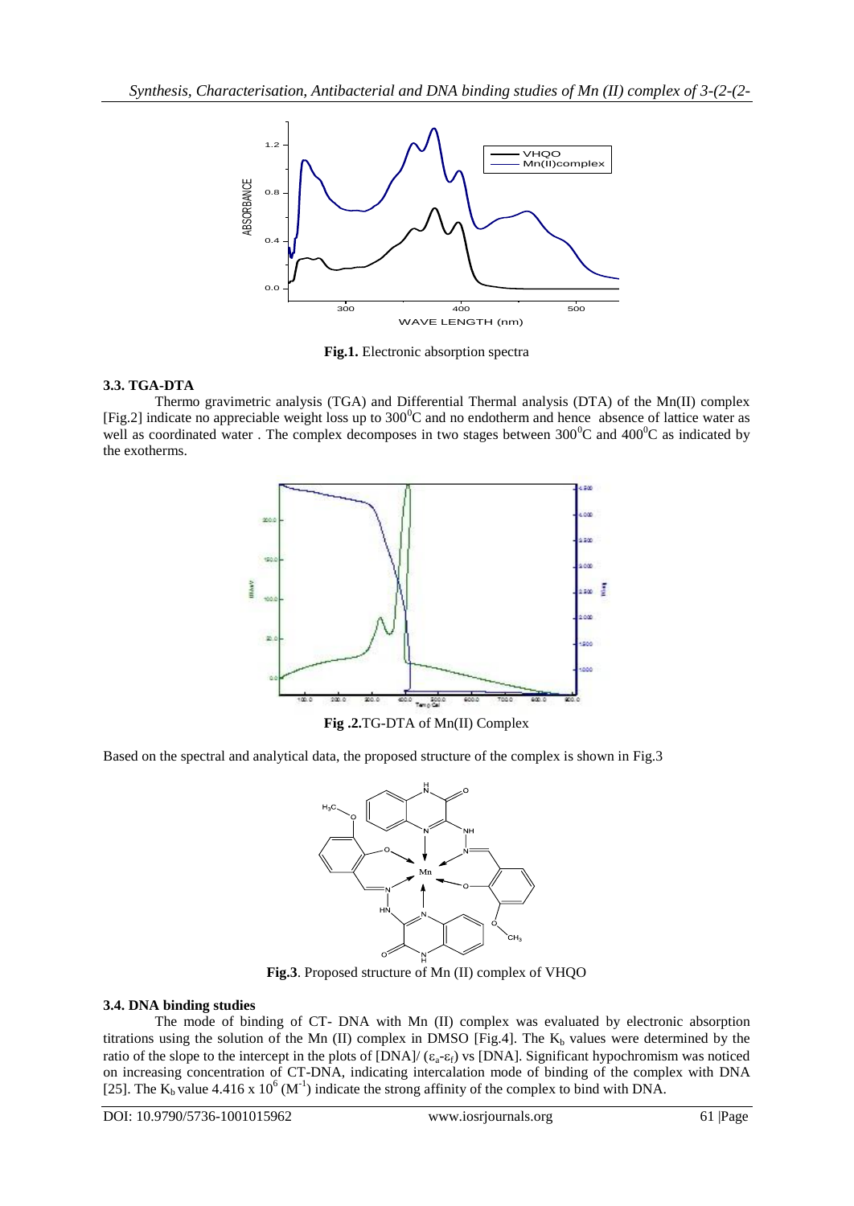**Fig.1.** Electronic absorption spectra

### 3.3. TGA-DTA

Thermo gravimetric analysis (TGA) and Differential Thermal analysis (DTA) of the Mn(II) complex [Fig.2] indicate no appreciable weight loss up to $300^0$C and no endotherm and hence absence of lattice water as well as coordinated water . The complex decomposes in two stages between $300^0$C and $400^0$C as indicated by the exotherms.

**Fig .2.** TG-DTA of Mn(II) Complex

Based on the spectral and analytical data, the proposed structure of the complex is shown in Fig.3

**Fig.3**. Proposed structure of Mn (II) complex of VHQO

### 3.4. DNA binding studies

The mode of binding of CT- DNA with Mn (II) complex was evaluated by electronic absorption titrations using the solution of the Mn (II) complex in DMSO [Fig.4]. The $K_b$ values were determined by the ratio of the slope to the intercept in the plots of [DNA]/ ($\varepsilon_a$-$\varepsilon_f$) vs [DNA]. Significant hypochromism was noticed on increasing concentration of CT-DNA, indicating intercalation mode of binding of the complex with DNA [25]. The $K_b$ value 4.416 x $10^6$ ($M^{-1}$) indicate the strong affinity of the complex to bind with DNA.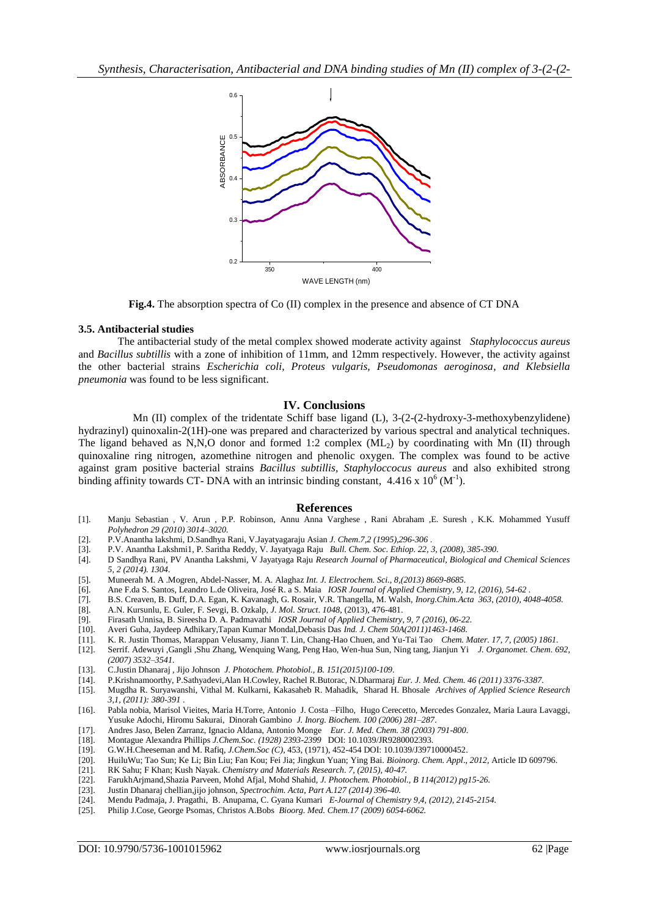0.6

0.5

0.4

0.3

0.2

ABSORBANCE

350

400

WAVE LENGTH (nm)

**Fig.4.** The absorption spectra of Co (II) complex in the presence and absence of CT DNA

### 3.5. Antibacterial studies

The antibacterial study of the metal complex showed moderate activity against *Staphylococcus aureus* and *Bacillus subtillis* with a zone of inhibition of 11mm, and 12mm respectively. However, the activity against the other bacterial strains *Escherichia coli, Proteus vulgaris, Pseudomonas aeroginosa, and Klebsiella pneumonia* was found to be less significant.

## IV. Conclusions

Mn (II) complex of the tridentate Schiff base ligand (L), 3-(2-(2-hydroxy-3-methoxybenzylidene) hydrazinyl) quinoxalin-2(1H)-one was prepared and characterized by various spectral and analytical techniques. The ligand behaved as N,N,O donor and formed 1:2 complex ($ML_2$) by coordinating with Mn (II) through quinoxaline ring nitrogen, azomethine nitrogen and phenolic oxygen. The complex was found to be active against gram positive bacterial strains *Bacillus subtillis, Staphyloccocus aureus* and also exhibited strong binding affinity towards CT- DNA with an intrinsic binding constant, $4.416 \times 10^6$ ($M^{-1}$).

## References

[1]. Manju Sebastian , V. Arun , P.P. Robinson, Annu Anna Varghese , Rani Abraham ,E. Suresh , K.K. Mohammed Yusuff *Polyhedron 29 (2010) 3014–3020.*

[2]. P.V.Anantha lakshmi, D.Sandhya Rani, V.Jayatyagaraju Asian *J. Chem.7,2 (1995),296-306 .*

[3]. P.V. Anantha Lakshmi1, P. Saritha Reddy, V. Jayatyaga Raju *Bull. Chem. Soc. Ethiop. 22, 3, (2008), 385-390.*

[4]. D Sandhya Rani, PV Anantha Lakshmi, V Jayatyaga Raju *Research Journal of Pharmaceutical, Biological and Chemical Sciences 5, 2 (2014). 1304.*

[5]. Muneerah M. A .Mogren, Abdel-Nasser, M. A. Alaghaz *Int. J. Electrochem. Sci., 8,(2013) 8669-8685.*

[6]. Ane F.da S. Santos, Leandro L.de Oliveira, José R. a S. Maia *IOSR Journal of Applied Chemistry, 9, 12, (2016), 54-62 .*

[7]. B.S. Creaven, B. Duff, D.A. Egan, K. Kavanagh, G. Rosair, V.R. Thangella, M. Walsh, *Inorg.Chim.Acta 363, (2010), 4048-4058.*

[8]. A.N. Kursunlu, E. Guler, F. Sevgi, B. Ozkalp, *J. Mol. Struct. 1048*, (2013), 476-481.

[9]. Firasath Unnisa, B. Sireesha D. A. Padmavathi *IOSR Journal of Applied Chemistry, 9, 7 (2016), 06-22.*

[10]. Averi Guha, Jaydeep Adhikary,Tapan Kumar Mondal,Debasis Das *Ind. J. Chem 50A(2011)1463-1468.*

[11]. K. R. Justin Thomas, Marappan Velusamy, Jiann T. Lin, Chang-Hao Chuen, and Yu-Tai Tao *Chem. Mater. 17, 7, (2005) 1861.*

[12]. Serrif. Adewuyi ,Gangli ,Shu Zhang, Wenquing Wang, Peng Hao, Wen-hua Sun, Ning tang, Jianjun Yi *J. Organomet. Chem. 692, (2007) 3532–3541.*

[13]. C.Justin Dhanaraj , Jijo Johnson *J. Photochem. Photobiol., B. 151(2015)100-109.*

[14]. P.Krishnamoorthy, P.Sathyadevi,Alan H.Cowley, Rachel R.Butorac, N.Dharmaraj *Eur. J. Med. Chem. 46 (2011) 3376-3387.*

[15]. Mugdha R. Suryawanshi, Vithal M. Kulkarni, Kakasaheb R. Mahadik, Sharad H. Bhosale *Archives of Applied Science Research 3,1, (2011): 380-391 .*

[16]. Pabla nobia, Marisol Vieites, Maria H.Torre, Antonio J. Costa –Filho, Hugo Cerecetto, Mercedes Gonzalez, Maria Laura Lavaggi, Yusuke Adochi, Hiromu Sakurai, Dinorah Gambino *J. Inorg. Biochem. 100 (2006) 281–287.*

[17]. Andres Jaso, Belen Zarranz, Ignacio Aldana, Antonio Monge *Eur. J. Med. Chem. 38 (2003) 791-800.*

[18]. Montague Alexandra Phillips *J.Chem.Soc. (1928) 2393-2399* DOI: 10.1039/JR9280002393.

[19]. G.W.H.Cheeseman and M. Rafiq, *J.Chem.Soc (C)*, 453, (1971), 452-454 DOI: 10.1039/J39710000452.

[20]. HuiluWu; Tao Sun; Ke Li; Bin Liu; Fan Kou; Fei Jia; Jingkun Yuan; Ying Bai. *Bioinorg. Chem. Appl., 2012*, Article ID 609796.

[21]. RK Sahu; F Khan; Kush Nayak. *Chemistry and Materials Research. 7, (2015), 40-47.*

[22]. FarukhArjmand,Shazia Parveen, Mohd Afjal, Mohd Shahid, *J. Photochem. Photobiol., B 114(2012) pg15-26.*

[23]. Justin Dhanaraj chellian,jijo johnson, *Spectrochim. Acta, Part A.127 (2014) 396-40.*

[24]. Mendu Padmaja, J. Pragathi, B. Anupama, C. Gyana Kumari *E-Journal of Chemistry 9,4, (2012), 2145-2154.*

[25]. Philip J.Cose, George Psomas, Christos A.Bobs *Bioorg. Med. Chem.17 (2009) 6054-6062.*